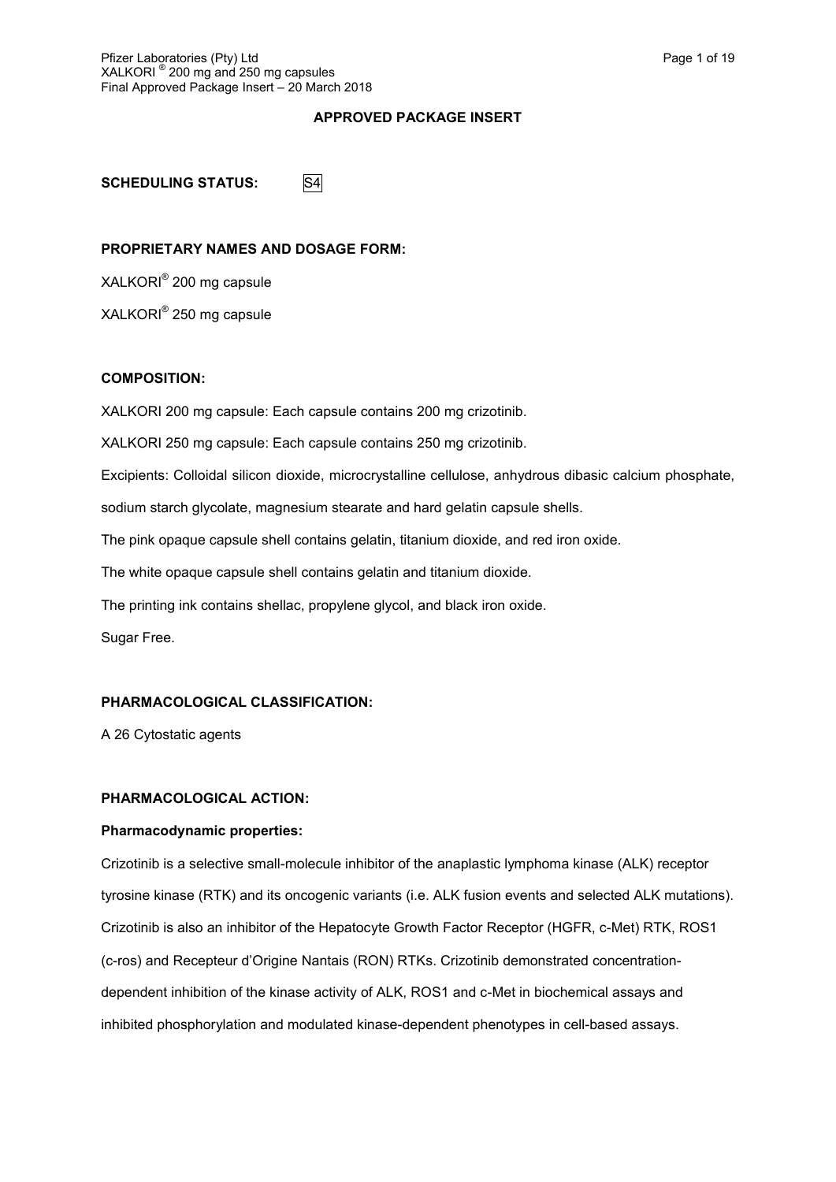**APPROVED PACKAGE INSERT**

**SCHEDULING STATUS:** S4

**PROPRIETARY NAMES AND DOSAGE FORM:**

XALKORI® 200 mg capsule

XALKORI® 250 mg capsule

**COMPOSITION:**

XALKORI 200 mg capsule: Each capsule contains 200 mg crizotinib.

XALKORI 250 mg capsule: Each capsule contains 250 mg crizotinib.

Excipients: Colloidal silicon dioxide, microcrystalline cellulose, anhydrous dibasic calcium phosphate, sodium starch glycolate, magnesium stearate and hard gelatin capsule shells.

The pink opaque capsule shell contains gelatin, titanium dioxide, and red iron oxide.

The white opaque capsule shell contains gelatin and titanium dioxide.

The printing ink contains shellac, propylene glycol, and black iron oxide.

Sugar Free.

**PHARMACOLOGICAL CLASSIFICATION:**

A 26 Cytostatic agents

**PHARMACOLOGICAL ACTION:**

**Pharmacodynamic properties:**

Crizotinib is a selective small-molecule inhibitor of the anaplastic lymphoma kinase (ALK) receptor tyrosine kinase (RTK) and its oncogenic variants (i.e. ALK fusion events and selected ALK mutations). Crizotinib is also an inhibitor of the Hepatocyte Growth Factor Receptor (HGFR, c-Met) RTK, ROS1 (c-ros) and Recepteur d'Origine Nantais (RON) RTKs. Crizotinib demonstrated concentration-dependent inhibition of the kinase activity of ALK, ROS1 and c-Met in biochemical assays and inhibited phosphorylation and modulated kinase-dependent phenotypes in cell-based assays.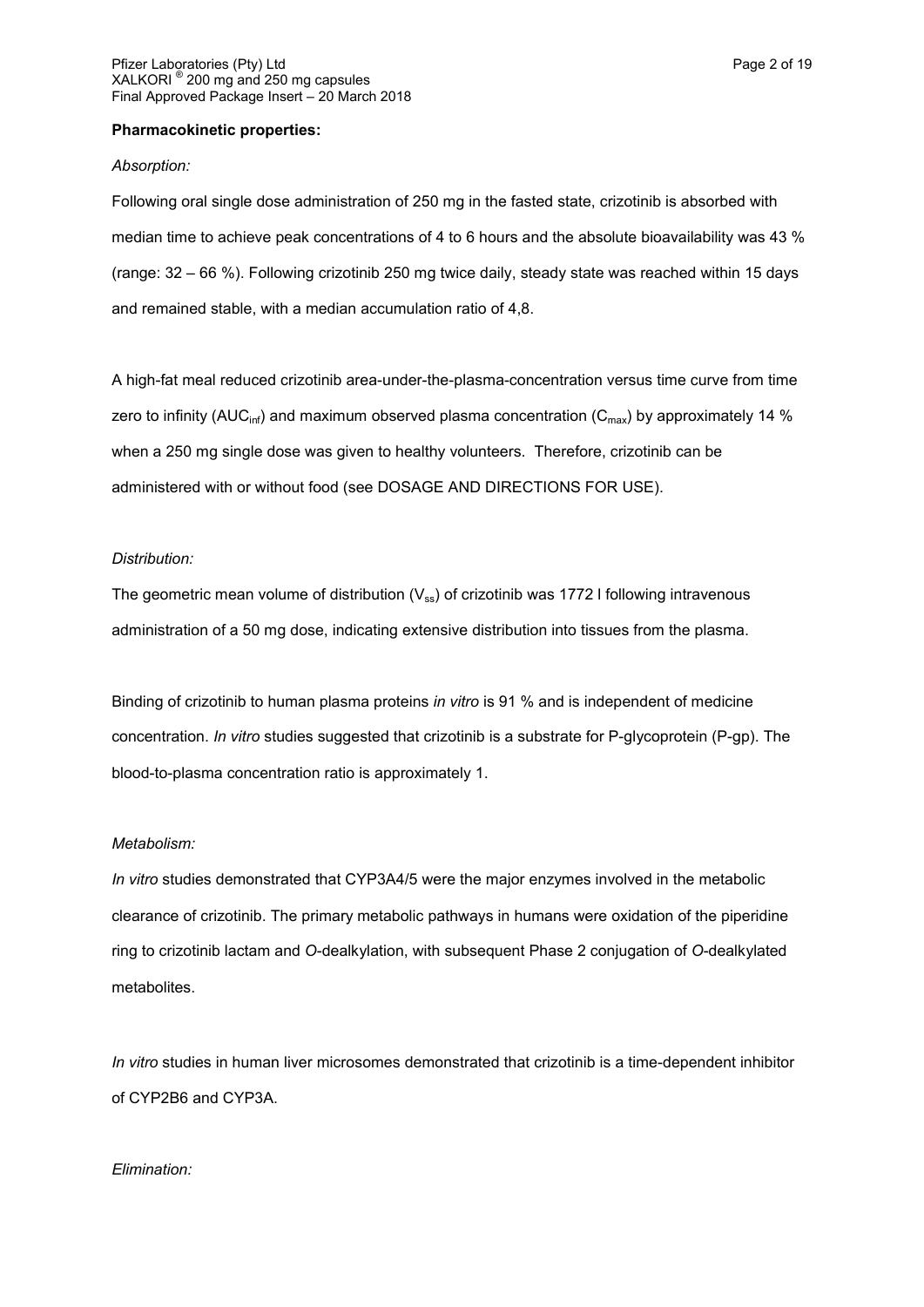**Pharmacokinetic properties:**

*Absorption:*

Following oral single dose administration of 250 mg in the fasted state, crizotinib is absorbed with median time to achieve peak concentrations of 4 to 6 hours and the absolute bioavailability was 43 % (range: 32 – 66 %). Following crizotinib 250 mg twice daily, steady state was reached within 15 days and remained stable, with a median accumulation ratio of 4,8.

A high-fat meal reduced crizotinib area-under-the-plasma-concentration versus time curve from time zero to infinity ($AUC_{inf}$) and maximum observed plasma concentration ($C_{max}$) by approximately 14 % when a 250 mg single dose was given to healthy volunteers. Therefore, crizotinib can be administered with or without food (see DOSAGE AND DIRECTIONS FOR USE).

*Distribution:*

The geometric mean volume of distribution ($V_{ss}$) of crizotinib was 1772 l following intravenous administration of a 50 mg dose, indicating extensive distribution into tissues from the plasma.

Binding of crizotinib to human plasma proteins *in vitro* is 91 % and is independent of medicine concentration. *In vitro* studies suggested that crizotinib is a substrate for P-glycoprotein (P-gp). The blood-to-plasma concentration ratio is approximately 1.

*Metabolism:*

*In vitro* studies demonstrated that CYP3A4/5 were the major enzymes involved in the metabolic clearance of crizotinib. The primary metabolic pathways in humans were oxidation of the piperidine ring to crizotinib lactam and *O*-dealkylation, with subsequent Phase 2 conjugation of *O*-dealkylated metabolites.

*In vitro* studies in human liver microsomes demonstrated that crizotinib is a time-dependent inhibitor of CYP2B6 and CYP3A.

*Elimination:*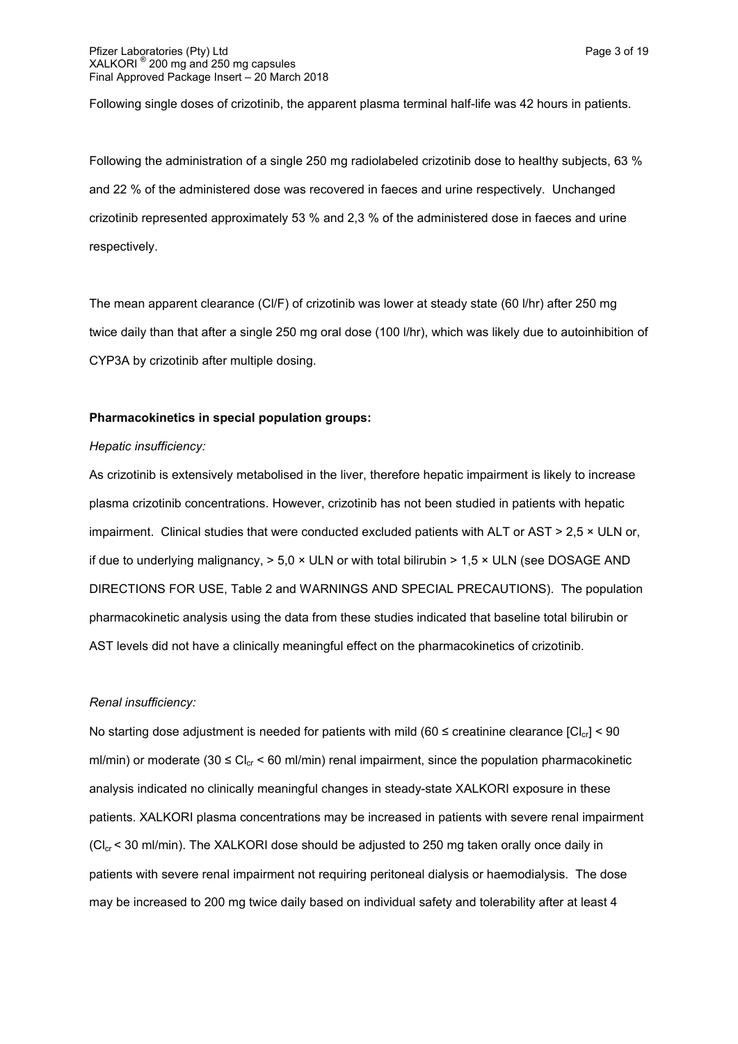Following single doses of crizotinib, the apparent plasma terminal half-life was 42 hours in patients.

Following the administration of a single 250 mg radiolabeled crizotinib dose to healthy subjects, 63 % and 22 % of the administered dose was recovered in faeces and urine respectively. Unchanged crizotinib represented approximately 53 % and 2,3 % of the administered dose in faeces and urine respectively.

The mean apparent clearance (Cl/F) of crizotinib was lower at steady state (60 l/hr) after 250 mg twice daily than that after a single 250 mg oral dose (100 l/hr), which was likely due to autoinhibition of CYP3A by crizotinib after multiple dosing.

**Pharmacokinetics in special population groups:**

*Hepatic insufficiency:*

As crizotinib is extensively metabolised in the liver, therefore hepatic impairment is likely to increase plasma crizotinib concentrations. However, crizotinib has not been studied in patients with hepatic impairment. Clinical studies that were conducted excluded patients with ALT or AST > 2,5 × ULN or, if due to underlying malignancy, > 5,0 × ULN or with total bilirubin > 1,5 × ULN (see DOSAGE AND DIRECTIONS FOR USE, Table 2 and WARNINGS AND SPECIAL PRECAUTIONS). The population pharmacokinetic analysis using the data from these studies indicated that baseline total bilirubin or AST levels did not have a clinically meaningful effect on the pharmacokinetics of crizotinib.

*Renal insufficiency:*

No starting dose adjustment is needed for patients with mild ($60 \leq$ creatinine clearance [$Cl_{cr}$] $< 90$ ml/min) or moderate ($30 \leq Cl_{cr} < 60$ ml/min) renal impairment, since the population pharmacokinetic analysis indicated no clinically meaningful changes in steady-state XALKORI exposure in these patients. XALKORI plasma concentrations may be increased in patients with severe renal impairment ($Cl_{cr} < 30$ ml/min). The XALKORI dose should be adjusted to 250 mg taken orally once daily in patients with severe renal impairment not requiring peritoneal dialysis or haemodialysis. The dose may be increased to 200 mg twice daily based on individual safety and tolerability after at least 4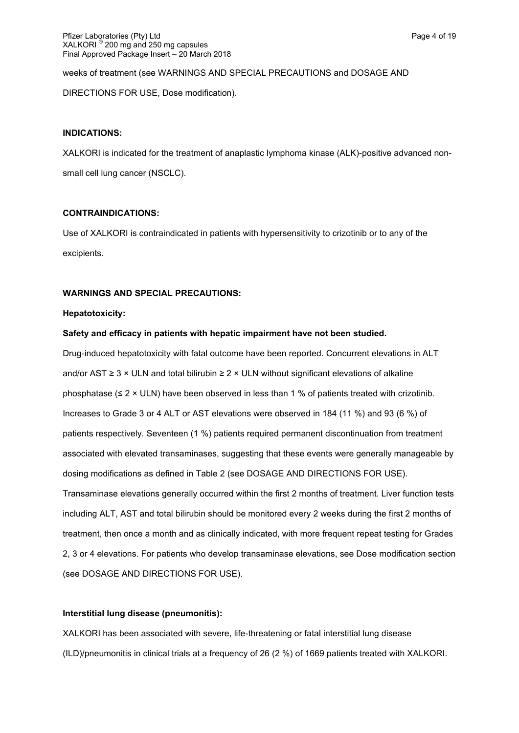weeks of treatment (see WARNINGS AND SPECIAL PRECAUTIONS and DOSAGE AND DIRECTIONS FOR USE, Dose modification).

**INDICATIONS:**

XALKORI is indicated for the treatment of anaplastic lymphoma kinase (ALK)-positive advanced non-small cell lung cancer (NSCLC).

**CONTRAINDICATIONS:**

Use of XALKORI is contraindicated in patients with hypersensitivity to crizotinib or to any of the excipients.

**WARNINGS AND SPECIAL PRECAUTIONS:**

**Hepatotoxicity:**

**Safety and efficacy in patients with hepatic impairment have not been studied.**

Drug-induced hepatotoxicity with fatal outcome have been reported. Concurrent elevations in ALT and/or AST ≥ 3 × ULN and total bilirubin ≥ 2 × ULN without significant elevations of alkaline phosphatase (≤ 2 × ULN) have been observed in less than 1 % of patients treated with crizotinib. Increases to Grade 3 or 4 ALT or AST elevations were observed in 184 (11 %) and 93 (6 %) of patients respectively. Seventeen (1 %) patients required permanent discontinuation from treatment associated with elevated transaminases, suggesting that these events were generally manageable by dosing modifications as defined in Table 2 (see DOSAGE AND DIRECTIONS FOR USE). Transaminase elevations generally occurred within the first 2 months of treatment. Liver function tests including ALT, AST and total bilirubin should be monitored every 2 weeks during the first 2 months of treatment, then once a month and as clinically indicated, with more frequent repeat testing for Grades 2, 3 or 4 elevations. For patients who develop transaminase elevations, see Dose modification section (see DOSAGE AND DIRECTIONS FOR USE).

**Interstitial lung disease (pneumonitis):**

XALKORI has been associated with severe, life-threatening or fatal interstitial lung disease (ILD)/pneumonitis in clinical trials at a frequency of 26 (2 %) of 1669 patients treated with XALKORI.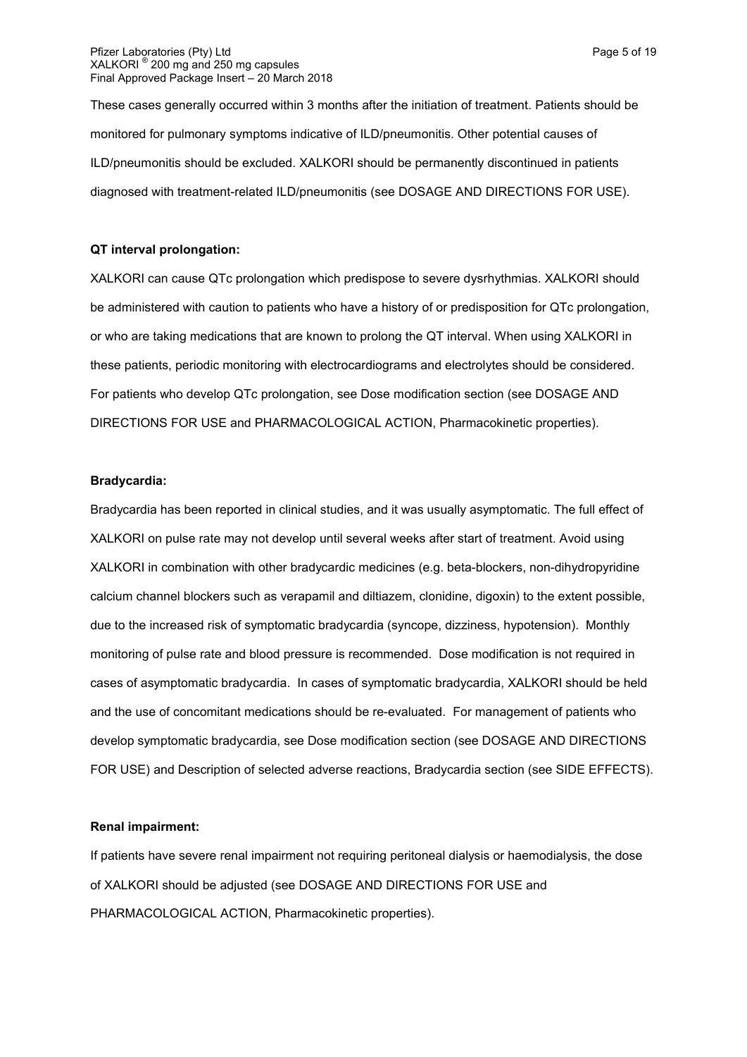These cases generally occurred within 3 months after the initiation of treatment. Patients should be monitored for pulmonary symptoms indicative of ILD/pneumonitis. Other potential causes of ILD/pneumonitis should be excluded. XALKORI should be permanently discontinued in patients diagnosed with treatment-related ILD/pneumonitis (see DOSAGE AND DIRECTIONS FOR USE).

**QT interval prolongation:**

XALKORI can cause QTc prolongation which predispose to severe dysrhythmias. XALKORI should be administered with caution to patients who have a history of or predisposition for QTc prolongation, or who are taking medications that are known to prolong the QT interval. When using XALKORI in these patients, periodic monitoring with electrocardiograms and electrolytes should be considered. For patients who develop QTc prolongation, see Dose modification section (see DOSAGE AND DIRECTIONS FOR USE and PHARMACOLOGICAL ACTION, Pharmacokinetic properties).

**Bradycardia:**

Bradycardia has been reported in clinical studies, and it was usually asymptomatic. The full effect of XALKORI on pulse rate may not develop until several weeks after start of treatment. Avoid using XALKORI in combination with other bradycardic medicines (e.g. beta-blockers, non-dihydropyridine calcium channel blockers such as verapamil and diltiazem, clonidine, digoxin) to the extent possible, due to the increased risk of symptomatic bradycardia (syncope, dizziness, hypotension). Monthly monitoring of pulse rate and blood pressure is recommended. Dose modification is not required in cases of asymptomatic bradycardia. In cases of symptomatic bradycardia, XALKORI should be held and the use of concomitant medications should be re-evaluated. For management of patients who develop symptomatic bradycardia, see Dose modification section (see DOSAGE AND DIRECTIONS FOR USE) and Description of selected adverse reactions, Bradycardia section (see SIDE EFFECTS).

**Renal impairment:**

If patients have severe renal impairment not requiring peritoneal dialysis or haemodialysis, the dose of XALKORI should be adjusted (see DOSAGE AND DIRECTIONS FOR USE and PHARMACOLOGICAL ACTION, Pharmacokinetic properties).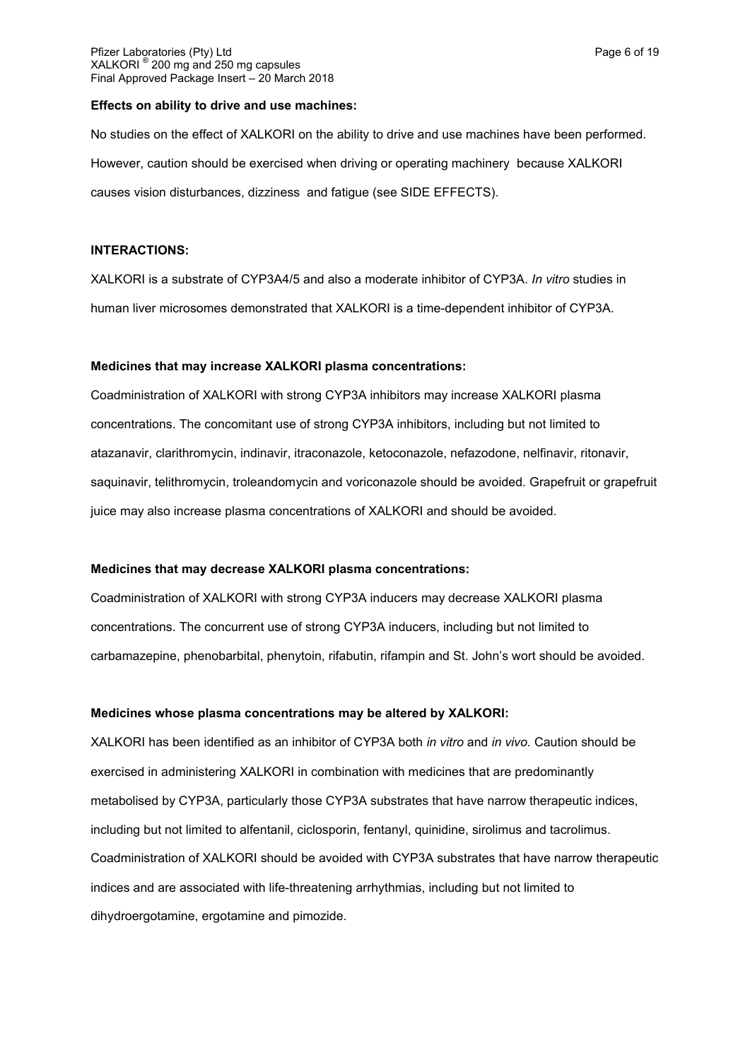**Effects on ability to drive and use machines:**

No studies on the effect of XALKORI on the ability to drive and use machines have been performed. However, caution should be exercised when driving or operating machinery because XALKORI causes vision disturbances, dizziness and fatigue (see SIDE EFFECTS).

**INTERACTIONS:**

XALKORI is a substrate of CYP3A4/5 and also a moderate inhibitor of CYP3A. *In vitro* studies in human liver microsomes demonstrated that XALKORI is a time-dependent inhibitor of CYP3A.

**Medicines that may increase XALKORI plasma concentrations:**

Coadministration of XALKORI with strong CYP3A inhibitors may increase XALKORI plasma concentrations. The concomitant use of strong CYP3A inhibitors, including but not limited to atazanavir, clarithromycin, indinavir, itraconazole, ketoconazole, nefazodone, nelfinavir, ritonavir, saquinavir, telithromycin, troleandomycin and voriconazole should be avoided. Grapefruit or grapefruit juice may also increase plasma concentrations of XALKORI and should be avoided.

**Medicines that may decrease XALKORI plasma concentrations:**

Coadministration of XALKORI with strong CYP3A inducers may decrease XALKORI plasma concentrations. The concurrent use of strong CYP3A inducers, including but not limited to carbamazepine, phenobarbital, phenytoin, rifabutin, rifampin and St. John's wort should be avoided.

**Medicines whose plasma concentrations may be altered by XALKORI:**

XALKORI has been identified as an inhibitor of CYP3A both *in vitro* and *in vivo*. Caution should be exercised in administering XALKORI in combination with medicines that are predominantly metabolised by CYP3A, particularly those CYP3A substrates that have narrow therapeutic indices, including but not limited to alfentanil, ciclosporin, fentanyl, quinidine, sirolimus and tacrolimus. Coadministration of XALKORI should be avoided with CYP3A substrates that have narrow therapeutic indices and are associated with life-threatening arrhythmias, including but not limited to dihydroergotamine, ergotamine and pimozide.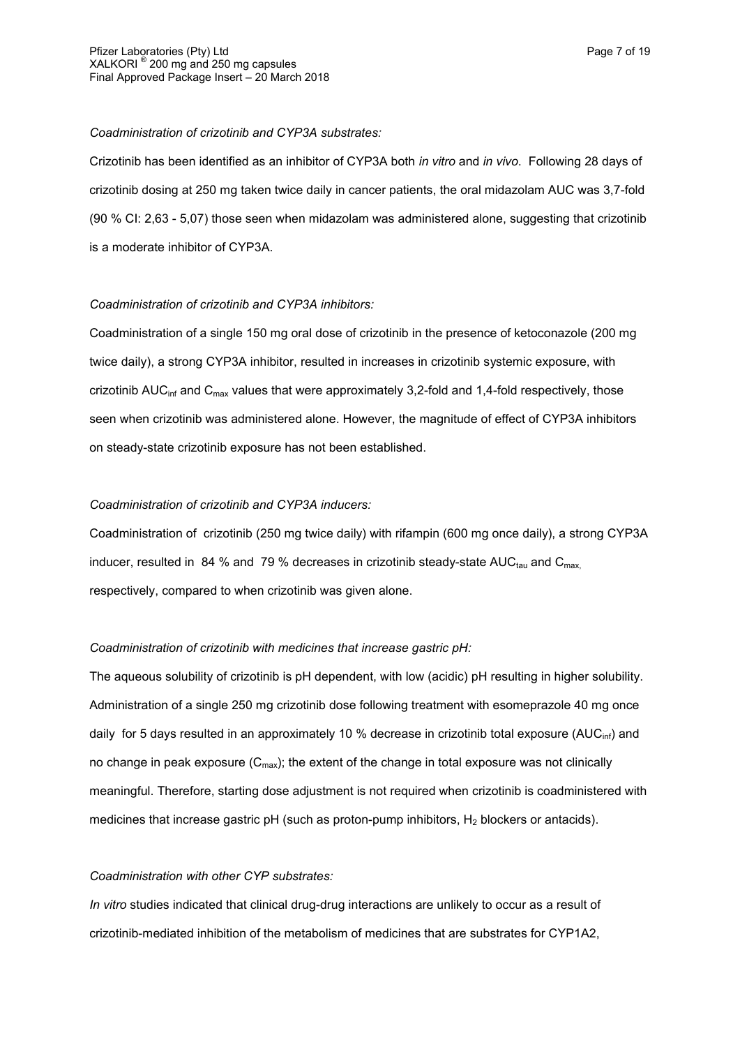*Coadministration of crizotinib and CYP3A substrates:*

Crizotinib has been identified as an inhibitor of CYP3A both *in vitro* and *in vivo*. Following 28 days of crizotinib dosing at 250 mg taken twice daily in cancer patients, the oral midazolam AUC was 3,7-fold (90 % CI: 2,63 - 5,07) those seen when midazolam was administered alone, suggesting that crizotinib is a moderate inhibitor of CYP3A.

*Coadministration of crizotinib and CYP3A inhibitors:*

Coadministration of a single 150 mg oral dose of crizotinib in the presence of ketoconazole (200 mg twice daily), a strong CYP3A inhibitor, resulted in increases in crizotinib systemic exposure, with crizotinib $AUC_{inf}$ and $C_{max}$ values that were approximately 3,2-fold and 1,4-fold respectively, those seen when crizotinib was administered alone. However, the magnitude of effect of CYP3A inhibitors on steady-state crizotinib exposure has not been established.

*Coadministration of crizotinib and CYP3A inducers:*

Coadministration of crizotinib (250 mg twice daily) with rifampin (600 mg once daily), a strong CYP3A inducer, resulted in 84 % and 79 % decreases in crizotinib steady-state $AUC_{tau}$ and $C_{max}$, respectively, compared to when crizotinib was given alone.

*Coadministration of crizotinib with medicines that increase gastric pH:*

The aqueous solubility of crizotinib is pH dependent, with low (acidic) pH resulting in higher solubility. Administration of a single 250 mg crizotinib dose following treatment with esomeprazole 40 mg once daily for 5 days resulted in an approximately 10 % decrease in crizotinib total exposure ($AUC_{inf}$) and no change in peak exposure ($C_{max}$); the extent of the change in total exposure was not clinically meaningful. Therefore, starting dose adjustment is not required when crizotinib is coadministered with medicines that increase gastric pH (such as proton-pump inhibitors, $H_2$ blockers or antacids).

*Coadministration with other CYP substrates:*

*In vitro* studies indicated that clinical drug-drug interactions are unlikely to occur as a result of crizotinib-mediated inhibition of the metabolism of medicines that are substrates for CYP1A2,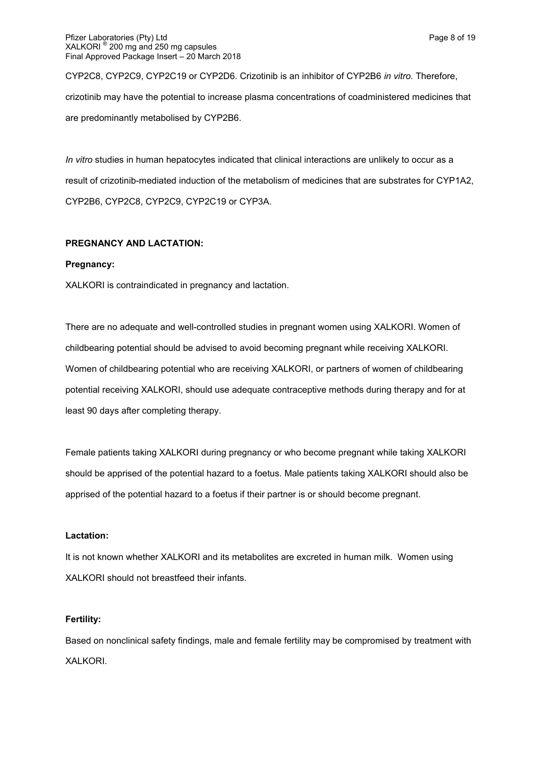CYP2C8, CYP2C9, CYP2C19 or CYP2D6. Crizotinib is an inhibitor of CYP2B6 *in vitro*. Therefore, crizotinib may have the potential to increase plasma concentrations of coadministered medicines that are predominantly metabolised by CYP2B6.

*In vitro* studies in human hepatocytes indicated that clinical interactions are unlikely to occur as a result of crizotinib-mediated induction of the metabolism of medicines that are substrates for CYP1A2, CYP2B6, CYP2C8, CYP2C9, CYP2C19 or CYP3A.

## PREGNANCY AND LACTATION:

### Pregnancy:

XALKORI is contraindicated in pregnancy and lactation.

There are no adequate and well-controlled studies in pregnant women using XALKORI. Women of childbearing potential should be advised to avoid becoming pregnant while receiving XALKORI. Women of childbearing potential who are receiving XALKORI, or partners of women of childbearing potential receiving XALKORI, should use adequate contraceptive methods during therapy and for at least 90 days after completing therapy.

Female patients taking XALKORI during pregnancy or who become pregnant while taking XALKORI should be apprised of the potential hazard to a foetus. Male patients taking XALKORI should also be apprised of the potential hazard to a foetus if their partner is or should become pregnant.

### Lactation:

It is not known whether XALKORI and its metabolites are excreted in human milk. Women using XALKORI should not breastfeed their infants.

### Fertility:

Based on nonclinical safety findings, male and female fertility may be compromised by treatment with XALKORI.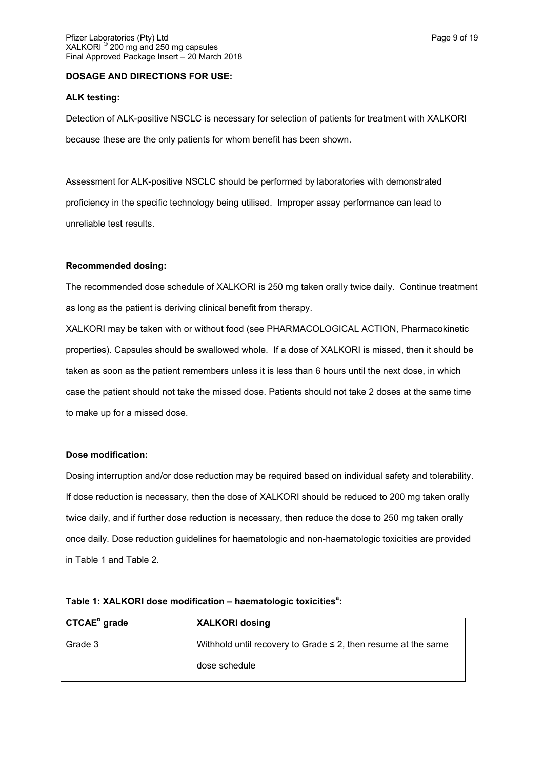**DOSAGE AND DIRECTIONS FOR USE:**

**ALK testing:**

Detection of ALK-positive NSCLC is necessary for selection of patients for treatment with XALKORI because these are the only patients for whom benefit has been shown.

Assessment for ALK-positive NSCLC should be performed by laboratories with demonstrated proficiency in the specific technology being utilised. Improper assay performance can lead to unreliable test results.

**Recommended dosing:**

The recommended dose schedule of XALKORI is 250 mg taken orally twice daily. Continue treatment as long as the patient is deriving clinical benefit from therapy.

XALKORI may be taken with or without food (see PHARMACOLOGICAL ACTION, Pharmacokinetic properties). Capsules should be swallowed whole. If a dose of XALKORI is missed, then it should be taken as soon as the patient remembers unless it is less than 6 hours until the next dose, in which case the patient should not take the missed dose. Patients should not take 2 doses at the same time to make up for a missed dose.

**Dose modification:**

Dosing interruption and/or dose reduction may be required based on individual safety and tolerability. If dose reduction is necessary, then the dose of XALKORI should be reduced to 200 mg taken orally twice daily, and if further dose reduction is necessary, then reduce the dose to 250 mg taken orally once daily. Dose reduction guidelines for haematologic and non-haematologic toxicities are provided in Table 1 and Table 2.

**Table 1: XALKORI dose modification – haematologic toxicities[a]:**

| CTCAE[b] grade | XALKORI dosing |
|---|---|
| Grade 3 | Withhold until recovery to Grade ≤ 2, then resume at the same dose schedule |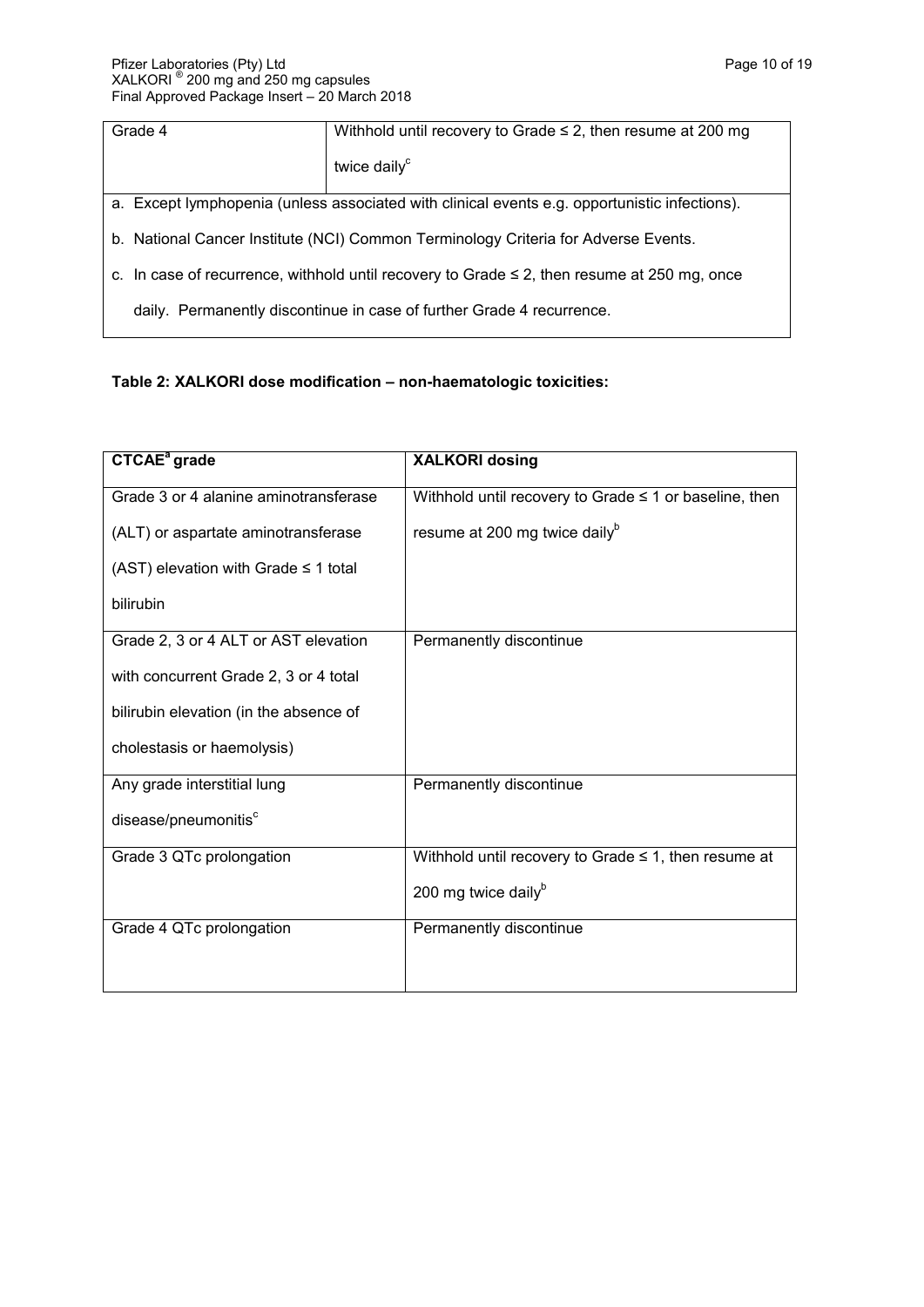| Grade 4 | Withhold until recovery to Grade ≤ 2, then resume at 200 mg twice daily[c] |
|---|---|

a. Except lymphopenia (unless associated with clinical events e.g. opportunistic infections).

b. National Cancer Institute (NCI) Common Terminology Criteria for Adverse Events.

c. In case of recurrence, withhold until recovery to Grade ≤ 2, then resume at 250 mg, once daily. Permanently discontinue in case of further Grade 4 recurrence.

**Table 2: XALKORI dose modification – non-haematologic toxicities:**

| CTCAE[a] grade | XALKORI dosing |
|---|---|
| Grade 3 or 4 alanine aminotransferase (ALT) or aspartate aminotransferase (AST) elevation with Grade ≤ 1 total bilirubin | Withhold until recovery to Grade ≤ 1 or baseline, then resume at 200 mg twice daily[b] |
| Grade 2, 3 or 4 ALT or AST elevation with concurrent Grade 2, 3 or 4 total bilirubin elevation (in the absence of cholestasis or haemolysis) | Permanently discontinue |
| Any grade interstitial lung disease/pneumonitis[c] | Permanently discontinue |
| Grade 3 QTc prolongation | Withhold until recovery to Grade ≤ 1, then resume at 200 mg twice daily[b] |
| Grade 4 QTc prolongation | Permanently discontinue |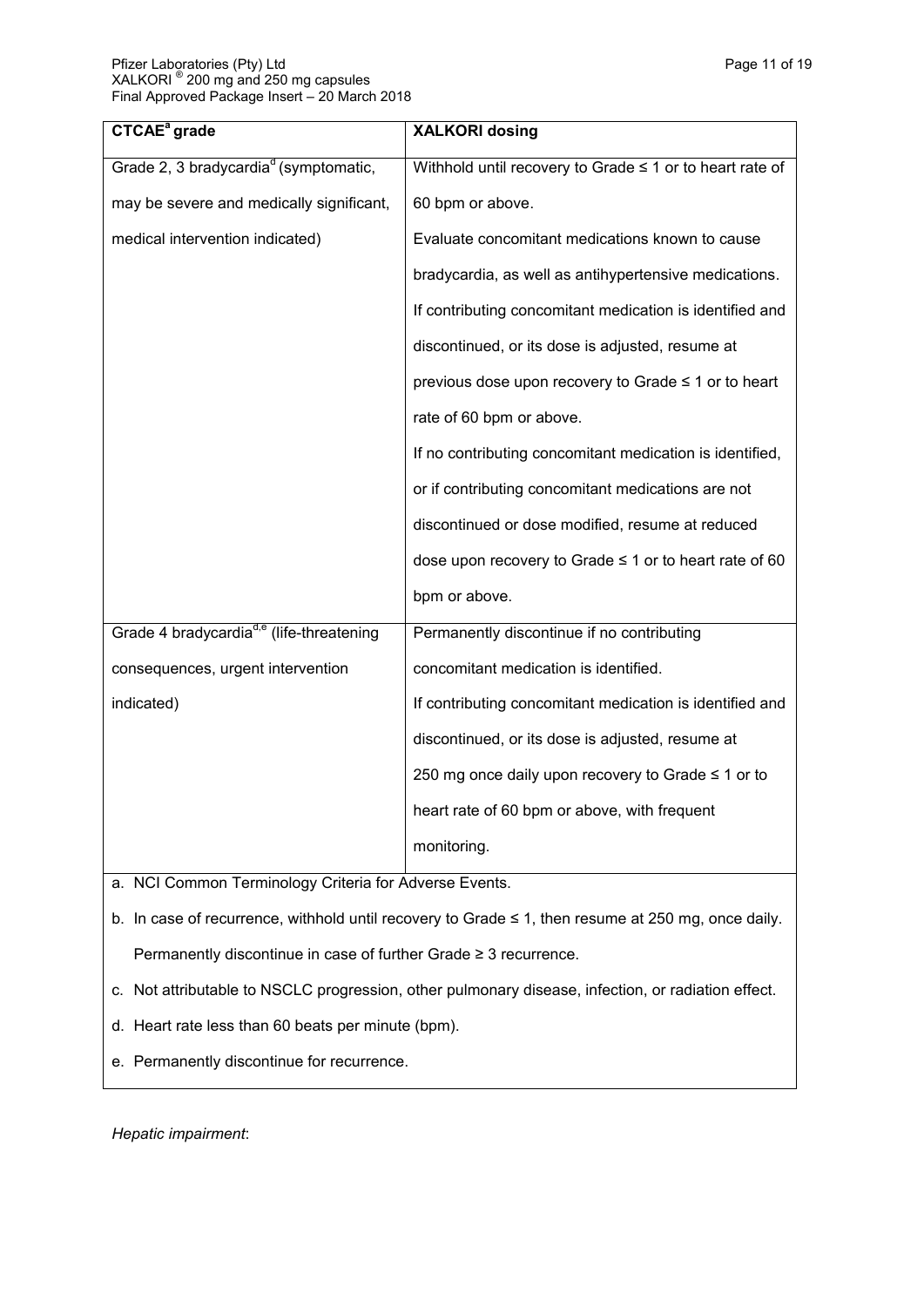| CTCAE[a] grade | XALKORI dosing |
|---|---|
| Grade 2, 3 bradycardia[d] (symptomatic, may be severe and medically significant, medical intervention indicated) | Withhold until recovery to Grade ≤ 1 or to heart rate of 60 bpm or above.<br>Evaluate concomitant medications known to cause bradycardia, as well as antihypertensive medications.<br>If contributing concomitant medication is identified and discontinued, or its dose is adjusted, resume at previous dose upon recovery to Grade ≤ 1 or to heart rate of 60 bpm or above.<br>If no contributing concomitant medication is identified, or if contributing concomitant medications are not discontinued or dose modified, resume at reduced dose upon recovery to Grade ≤ 1 or to heart rate of 60 bpm or above. |
| Grade 4 bradycardia[d,e] (life-threatening consequences, urgent intervention indicated) | Permanently discontinue if no contributing concomitant medication is identified.<br>If contributing concomitant medication is identified and discontinued, or its dose is adjusted, resume at 250 mg once daily upon recovery to Grade ≤ 1 or to heart rate of 60 bpm or above, with frequent monitoring. |

a. NCI Common Terminology Criteria for Adverse Events.

b. In case of recurrence, withhold until recovery to Grade ≤ 1, then resume at 250 mg, once daily. Permanently discontinue in case of further Grade ≥ 3 recurrence.

c. Not attributable to NSCLC progression, other pulmonary disease, infection, or radiation effect.

d. Heart rate less than 60 beats per minute (bpm).

e. Permanently discontinue for recurrence.

*Hepatic impairment*: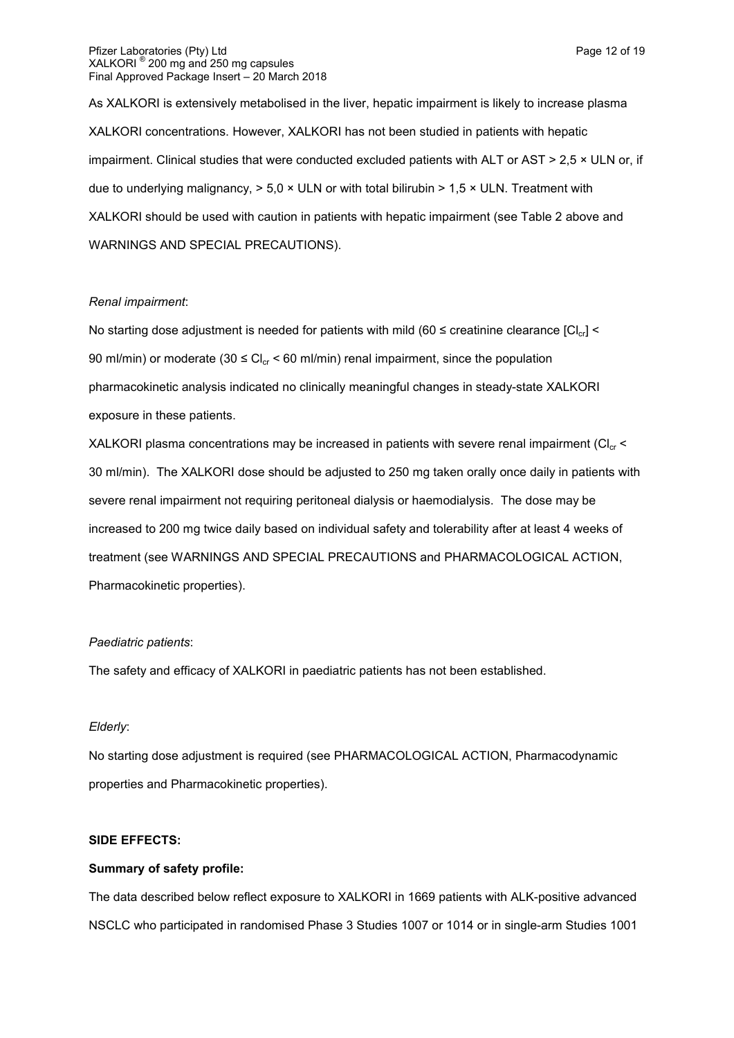As XALKORI is extensively metabolised in the liver, hepatic impairment is likely to increase plasma XALKORI concentrations. However, XALKORI has not been studied in patients with hepatic impairment. Clinical studies that were conducted excluded patients with ALT or AST > 2,5 × ULN or, if due to underlying malignancy, > 5,0 × ULN or with total bilirubin > 1,5 × ULN. Treatment with XALKORI should be used with caution in patients with hepatic impairment (see Table 2 above and WARNINGS AND SPECIAL PRECAUTIONS).

*Renal impairment*:

No starting dose adjustment is needed for patients with mild (60 ≤ creatinine clearance [$Cl_{cr}$] < 90 ml/min) or moderate (30 ≤ $Cl_{cr}$ < 60 ml/min) renal impairment, since the population pharmacokinetic analysis indicated no clinically meaningful changes in steady-state XALKORI exposure in these patients.

XALKORI plasma concentrations may be increased in patients with severe renal impairment ($Cl_{cr}$ < 30 ml/min). The XALKORI dose should be adjusted to 250 mg taken orally once daily in patients with severe renal impairment not requiring peritoneal dialysis or haemodialysis. The dose may be increased to 200 mg twice daily based on individual safety and tolerability after at least 4 weeks of treatment (see WARNINGS AND SPECIAL PRECAUTIONS and PHARMACOLOGICAL ACTION, Pharmacokinetic properties).

*Paediatric patients*:

The safety and efficacy of XALKORI in paediatric patients has not been established.

*Elderly*:

No starting dose adjustment is required (see PHARMACOLOGICAL ACTION, Pharmacodynamic properties and Pharmacokinetic properties).

**SIDE EFFECTS:**

**Summary of safety profile:**

The data described below reflect exposure to XALKORI in 1669 patients with ALK-positive advanced NSCLC who participated in randomised Phase 3 Studies 1007 or 1014 or in single-arm Studies 1001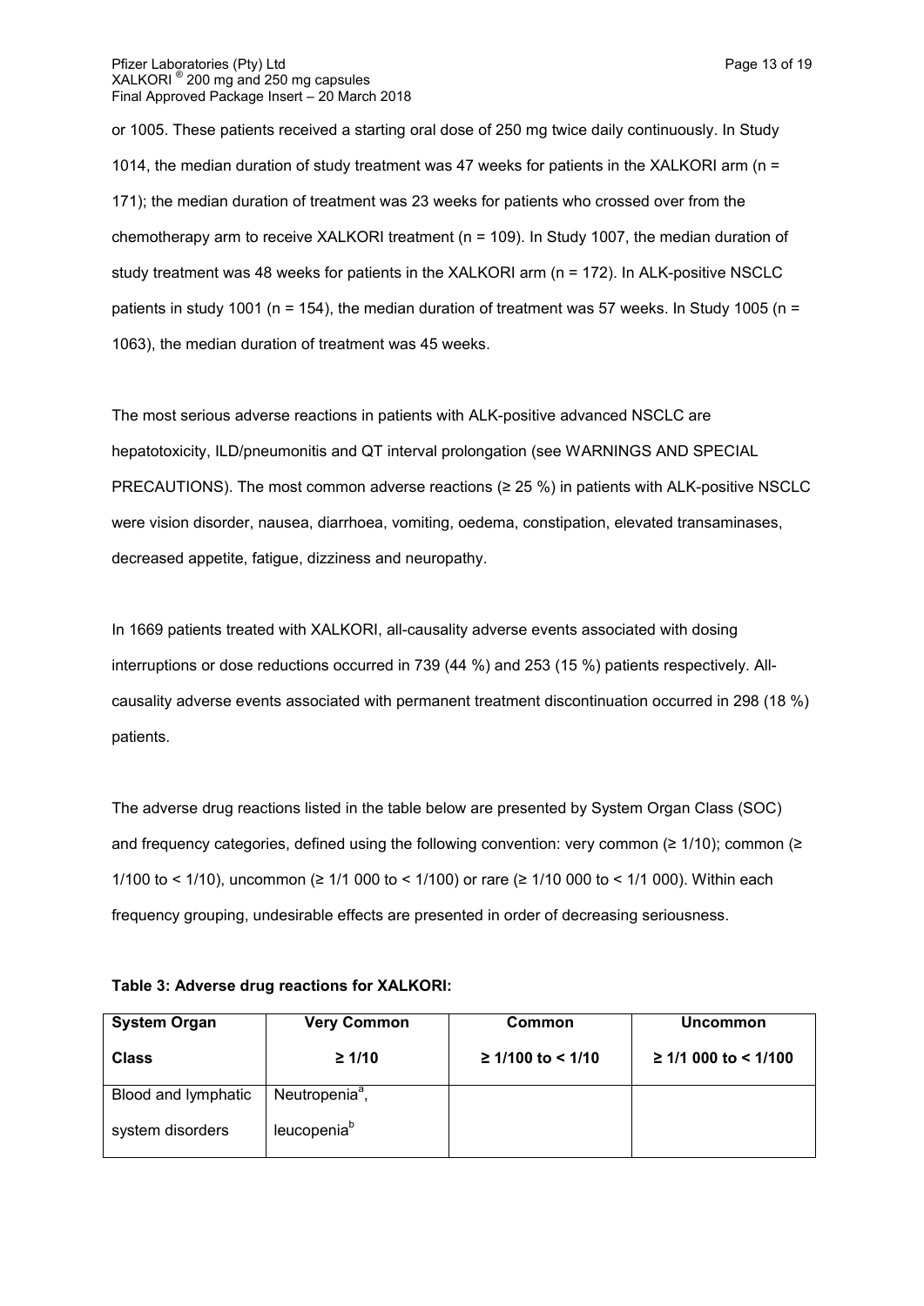or 1005. These patients received a starting oral dose of 250 mg twice daily continuously. In Study 1014, the median duration of study treatment was 47 weeks for patients in the XALKORI arm (n = 171); the median duration of treatment was 23 weeks for patients who crossed over from the chemotherapy arm to receive XALKORI treatment (n = 109). In Study 1007, the median duration of study treatment was 48 weeks for patients in the XALKORI arm (n = 172). In ALK-positive NSCLC patients in study 1001 (n = 154), the median duration of treatment was 57 weeks. In Study 1005 (n = 1063), the median duration of treatment was 45 weeks.

The most serious adverse reactions in patients with ALK-positive advanced NSCLC are hepatotoxicity, ILD/pneumonitis and QT interval prolongation (see WARNINGS AND SPECIAL PRECAUTIONS). The most common adverse reactions (≥ 25 %) in patients with ALK-positive NSCLC were vision disorder, nausea, diarrhoea, vomiting, oedema, constipation, elevated transaminases, decreased appetite, fatigue, dizziness and neuropathy.

In 1669 patients treated with XALKORI, all-causality adverse events associated with dosing interruptions or dose reductions occurred in 739 (44 %) and 253 (15 %) patients respectively. All-causality adverse events associated with permanent treatment discontinuation occurred in 298 (18 %) patients.

The adverse drug reactions listed in the table below are presented by System Organ Class (SOC) and frequency categories, defined using the following convention: very common (≥ 1/10); common (≥ 1/100 to < 1/10), uncommon (≥ 1/1 000 to < 1/100) or rare (≥ 1/10 000 to < 1/1 000). Within each frequency grouping, undesirable effects are presented in order of decreasing seriousness.

**Table 3: Adverse drug reactions for XALKORI:**

| System Organ Class | Very Common ≥ 1/10 | Common ≥ 1/100 to < 1/10 | Uncommon ≥ 1/1 000 to < 1/100 |
|---|---|---|---|
| Blood and lymphatic system disorders | Neutropenia[a], leucopenia[b] | | |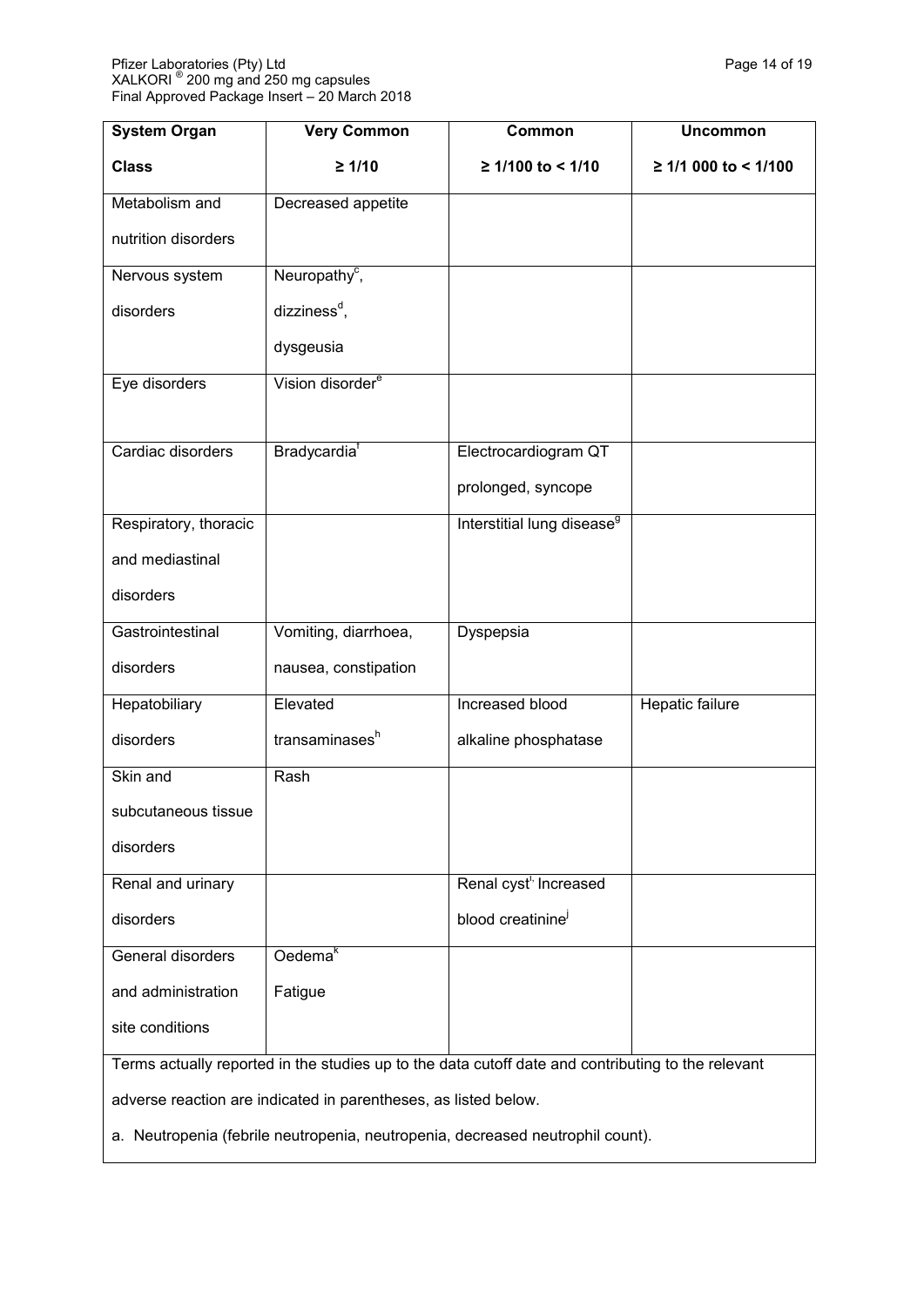| System Organ Class | Very Common ≥ 1/10 | Common ≥ 1/100 to < 1/10 | Uncommon ≥ 1/1 000 to < 1/100 |
|---|---|---|---|
| Metabolism and nutrition disorders | Decreased appetite | | |
| Nervous system disorders | Neuropathy[c], dizziness[d], dysgeusia | | |
| Eye disorders | Vision disorder[e] | | |
| Cardiac disorders | Bradycardia[f] | Electrocardiogram QT prolonged, syncope | |
| Respiratory, thoracic and mediastinal disorders | | Interstitial lung disease[g] | |
| Gastrointestinal disorders | Vomiting, diarrhoea, nausea, constipation | Dyspepsia | |
| Hepatobiliary disorders | Elevated transaminases[h] | Increased blood alkaline phosphatase | Hepatic failure |
| Skin and subcutaneous tissue disorders | Rash | | |
| Renal and urinary disorders | | Renal cyst[i,] Increased blood creatinine[j] | |
| General disorders and administration site conditions | Oedema[k] Fatigue | | |

Terms actually reported in the studies up to the data cutoff date and contributing to the relevant adverse reaction are indicated in parentheses, as listed below.

a. Neutropenia (febrile neutropenia, neutropenia, decreased neutrophil count).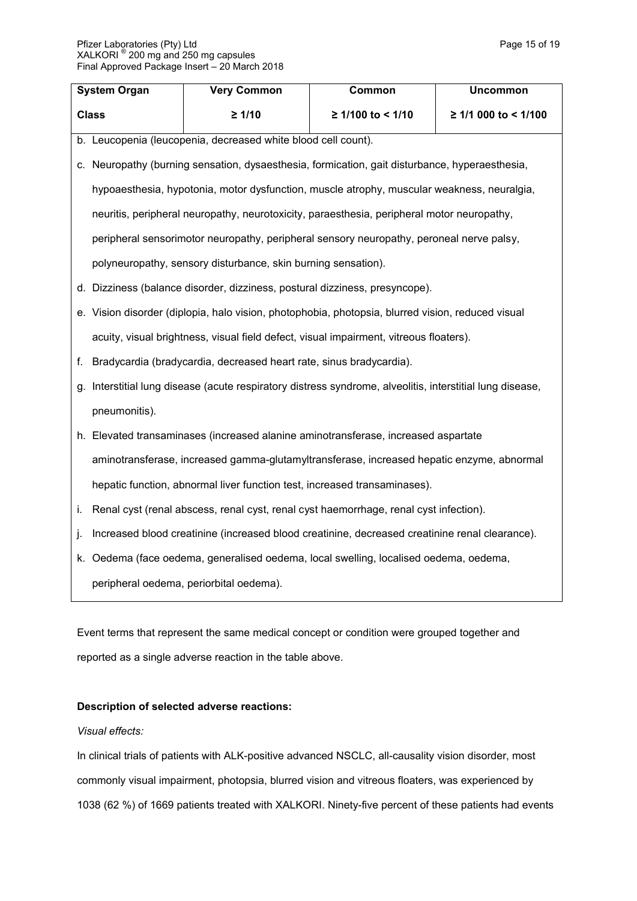| System Organ Class | Very Common ≥ 1/10 | Common ≥ 1/100 to < 1/10 | Uncommon ≥ 1/1 000 to < 1/100 |
|---|---|---|---|

b. Leucopenia (leucopenia, decreased white blood cell count).

c. Neuropathy (burning sensation, dysaesthesia, formication, gait disturbance, hyperaesthesia, hypoaesthesia, hypotonia, motor dysfunction, muscle atrophy, muscular weakness, neuralgia, neuritis, peripheral neuropathy, neurotoxicity, paraesthesia, peripheral motor neuropathy, peripheral sensorimotor neuropathy, peripheral sensory neuropathy, peroneal nerve palsy, polyneuropathy, sensory disturbance, skin burning sensation).

d. Dizziness (balance disorder, dizziness, postural dizziness, presyncope).

e. Vision disorder (diplopia, halo vision, photophobia, photopsia, blurred vision, reduced visual acuity, visual brightness, visual field defect, visual impairment, vitreous floaters).

f. Bradycardia (bradycardia, decreased heart rate, sinus bradycardia).

g. Interstitial lung disease (acute respiratory distress syndrome, alveolitis, interstitial lung disease, pneumonitis).

h. Elevated transaminases (increased alanine aminotransferase, increased aspartate aminotransferase, increased gamma-glutamyltransferase, increased hepatic enzyme, abnormal hepatic function, abnormal liver function test, increased transaminases).

i. Renal cyst (renal abscess, renal cyst, renal cyst haemorrhage, renal cyst infection).

j. Increased blood creatinine (increased blood creatinine, decreased creatinine renal clearance).

k. Oedema (face oedema, generalised oedema, local swelling, localised oedema, oedema, peripheral oedema, periorbital oedema).

Event terms that represent the same medical concept or condition were grouped together and reported as a single adverse reaction in the table above.

**Description of selected adverse reactions:**

*Visual effects:*

In clinical trials of patients with ALK-positive advanced NSCLC, all-causality vision disorder, most commonly visual impairment, photopsia, blurred vision and vitreous floaters, was experienced by 1038 (62 %) of 1669 patients treated with XALKORI. Ninety-five percent of these patients had events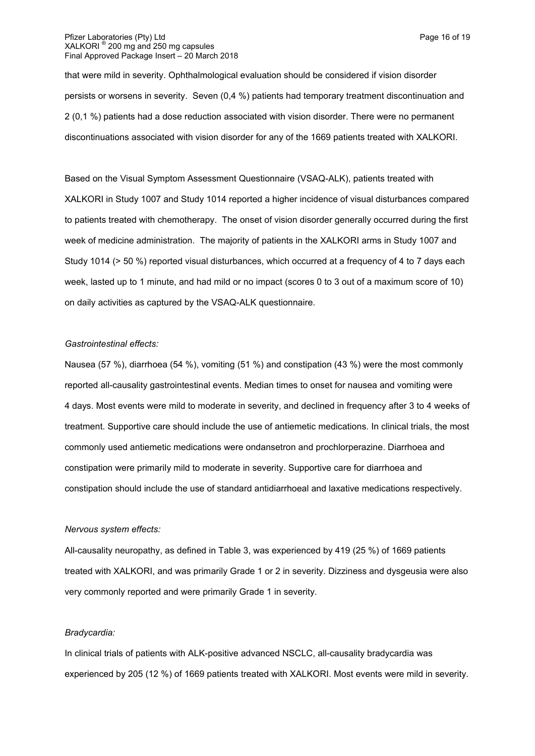that were mild in severity. Ophthalmological evaluation should be considered if vision disorder persists or worsens in severity. Seven (0,4 %) patients had temporary treatment discontinuation and 2 (0,1 %) patients had a dose reduction associated with vision disorder. There were no permanent discontinuations associated with vision disorder for any of the 1669 patients treated with XALKORI.

Based on the Visual Symptom Assessment Questionnaire (VSAQ-ALK), patients treated with XALKORI in Study 1007 and Study 1014 reported a higher incidence of visual disturbances compared to patients treated with chemotherapy. The onset of vision disorder generally occurred during the first week of medicine administration. The majority of patients in the XALKORI arms in Study 1007 and Study 1014 (> 50 %) reported visual disturbances, which occurred at a frequency of 4 to 7 days each week, lasted up to 1 minute, and had mild or no impact (scores 0 to 3 out of a maximum score of 10) on daily activities as captured by the VSAQ-ALK questionnaire.

*Gastrointestinal effects:*

Nausea (57 %), diarrhoea (54 %), vomiting (51 %) and constipation (43 %) were the most commonly reported all-causality gastrointestinal events. Median times to onset for nausea and vomiting were 4 days. Most events were mild to moderate in severity, and declined in frequency after 3 to 4 weeks of treatment. Supportive care should include the use of antiemetic medications. In clinical trials, the most commonly used antiemetic medications were ondansetron and prochlorperazine. Diarrhoea and constipation were primarily mild to moderate in severity. Supportive care for diarrhoea and constipation should include the use of standard antidiarrhoeal and laxative medications respectively.

*Nervous system effects:*

All-causality neuropathy, as defined in Table 3, was experienced by 419 (25 %) of 1669 patients treated with XALKORI, and was primarily Grade 1 or 2 in severity. Dizziness and dysgeusia were also very commonly reported and were primarily Grade 1 in severity.

*Bradycardia:*

In clinical trials of patients with ALK-positive advanced NSCLC, all-causality bradycardia was experienced by 205 (12 %) of 1669 patients treated with XALKORI. Most events were mild in severity.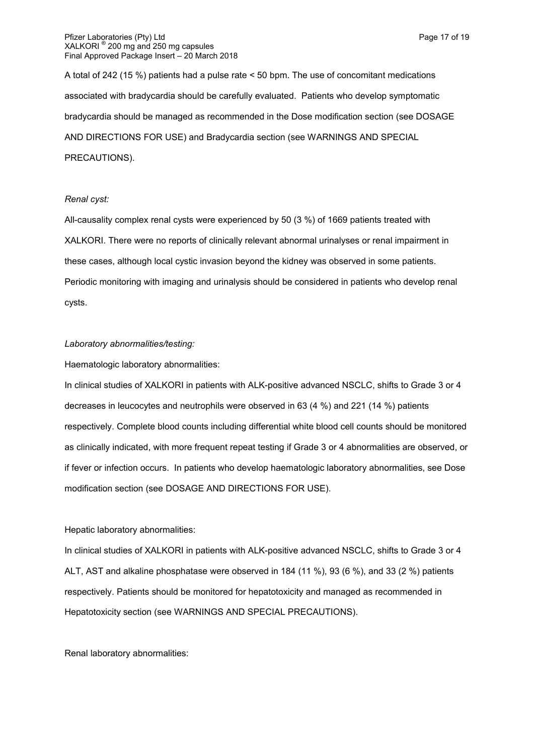A total of 242 (15 %) patients had a pulse rate < 50 bpm. The use of concomitant medications associated with bradycardia should be carefully evaluated. Patients who develop symptomatic bradycardia should be managed as recommended in the Dose modification section (see DOSAGE AND DIRECTIONS FOR USE) and Bradycardia section (see WARNINGS AND SPECIAL PRECAUTIONS).

*Renal cyst:*

All-causality complex renal cysts were experienced by 50 (3 %) of 1669 patients treated with XALKORI. There were no reports of clinically relevant abnormal urinalyses or renal impairment in these cases, although local cystic invasion beyond the kidney was observed in some patients. Periodic monitoring with imaging and urinalysis should be considered in patients who develop renal cysts.

*Laboratory abnormalities/testing:*

Haematologic laboratory abnormalities:

In clinical studies of XALKORI in patients with ALK-positive advanced NSCLC, shifts to Grade 3 or 4 decreases in leucocytes and neutrophils were observed in 63 (4 %) and 221 (14 %) patients respectively. Complete blood counts including differential white blood cell counts should be monitored as clinically indicated, with more frequent repeat testing if Grade 3 or 4 abnormalities are observed, or if fever or infection occurs. In patients who develop haematologic laboratory abnormalities, see Dose modification section (see DOSAGE AND DIRECTIONS FOR USE).

Hepatic laboratory abnormalities:

In clinical studies of XALKORI in patients with ALK-positive advanced NSCLC, shifts to Grade 3 or 4 ALT, AST and alkaline phosphatase were observed in 184 (11 %), 93 (6 %), and 33 (2 %) patients respectively. Patients should be monitored for hepatotoxicity and managed as recommended in Hepatotoxicity section (see WARNINGS AND SPECIAL PRECAUTIONS).

Renal laboratory abnormalities: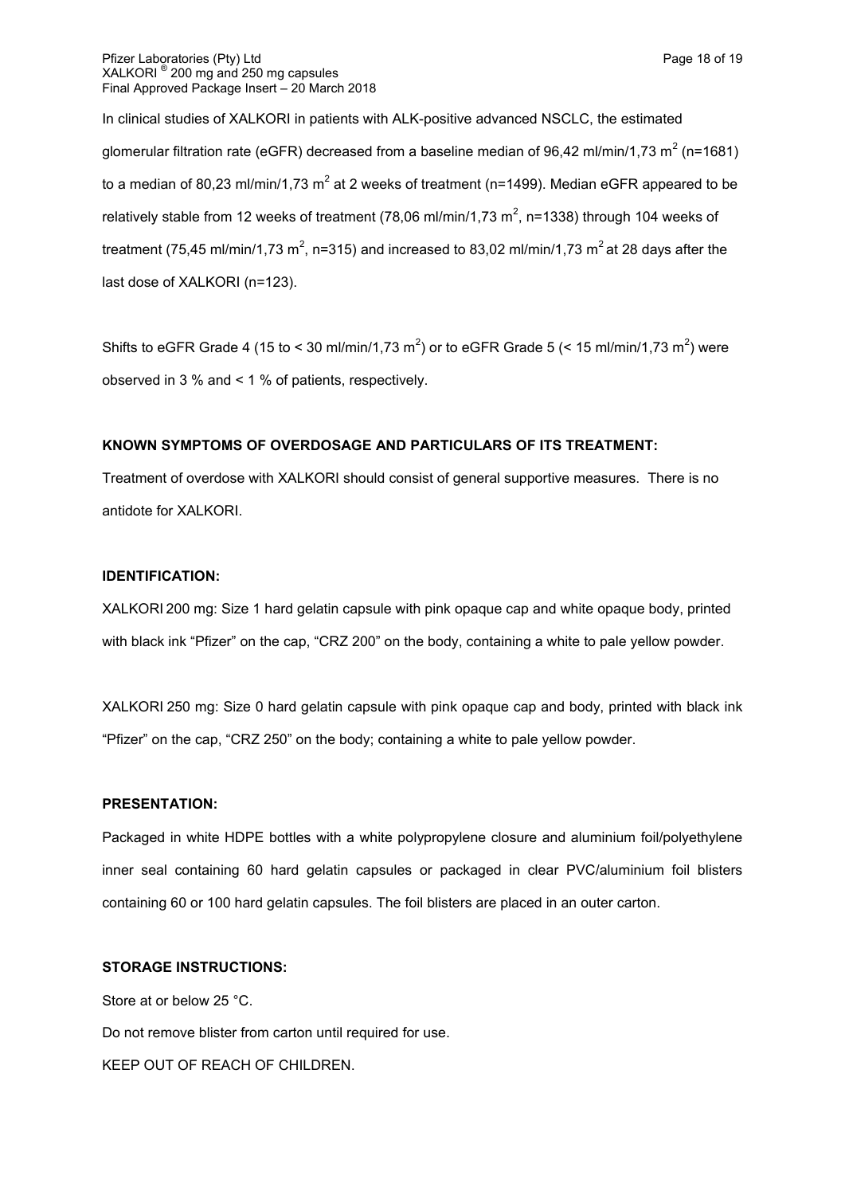In clinical studies of XALKORI in patients with ALK-positive advanced NSCLC, the estimated glomerular filtration rate (eGFR) decreased from a baseline median of 96,42 ml/min/1,73 $m^2$ (n=1681) to a median of 80,23 ml/min/1,73 $m^2$ at 2 weeks of treatment (n=1499). Median eGFR appeared to be relatively stable from 12 weeks of treatment (78,06 ml/min/1,73 $m^2$, n=1338) through 104 weeks of treatment (75,45 ml/min/1,73 $m^2$, n=315) and increased to 83,02 ml/min/1,73 $m^2$ at 28 days after the last dose of XALKORI (n=123).

Shifts to eGFR Grade 4 (15 to < 30 ml/min/1,73 $m^2$) or to eGFR Grade 5 (< 15 ml/min/1,73 $m^2$) were observed in 3 % and < 1 % of patients, respectively.

**KNOWN SYMPTOMS OF OVERDOSAGE AND PARTICULARS OF ITS TREATMENT:**

Treatment of overdose with XALKORI should consist of general supportive measures. There is no antidote for XALKORI.

**IDENTIFICATION:**

XALKORI 200 mg: Size 1 hard gelatin capsule with pink opaque cap and white opaque body, printed with black ink "Pfizer" on the cap, "CRZ 200" on the body, containing a white to pale yellow powder.

XALKORI 250 mg: Size 0 hard gelatin capsule with pink opaque cap and body, printed with black ink "Pfizer" on the cap, "CRZ 250" on the body; containing a white to pale yellow powder.

**PRESENTATION:**

Packaged in white HDPE bottles with a white polypropylene closure and aluminium foil/polyethylene inner seal containing 60 hard gelatin capsules or packaged in clear PVC/aluminium foil blisters containing 60 or 100 hard gelatin capsules. The foil blisters are placed in an outer carton.

**STORAGE INSTRUCTIONS:**

Store at or below 25 °C.

Do not remove blister from carton until required for use.

KEEP OUT OF REACH OF CHILDREN.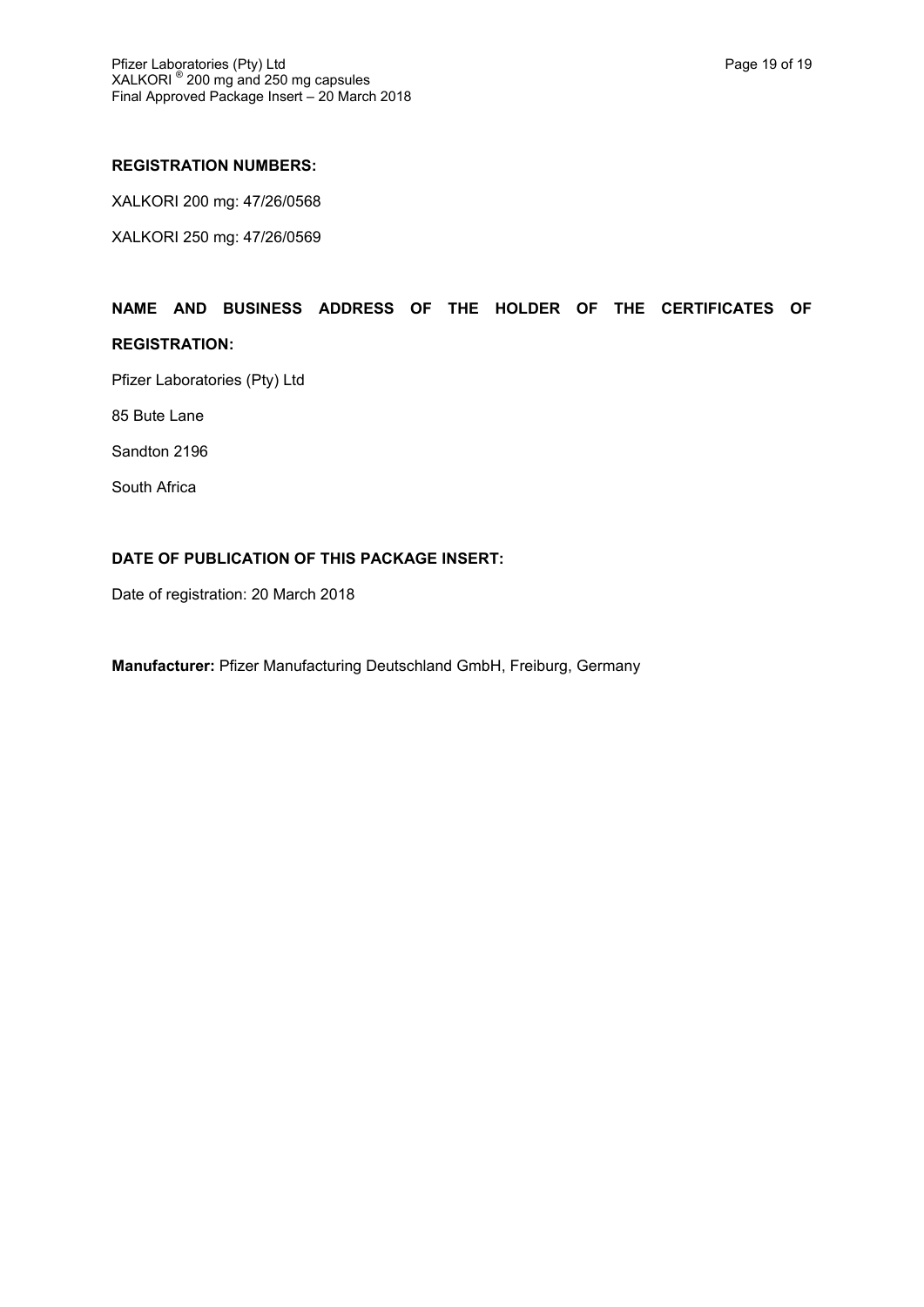**REGISTRATION NUMBERS:**

XALKORI 200 mg: 47/26/0568

XALKORI 250 mg: 47/26/0569

**NAME AND BUSINESS ADDRESS OF THE HOLDER OF THE CERTIFICATES OF REGISTRATION:**

Pfizer Laboratories (Pty) Ltd

85 Bute Lane

Sandton 2196

South Africa

**DATE OF PUBLICATION OF THIS PACKAGE INSERT:**

Date of registration: 20 March 2018

**Manufacturer:** Pfizer Manufacturing Deutschland GmbH, Freiburg, Germany